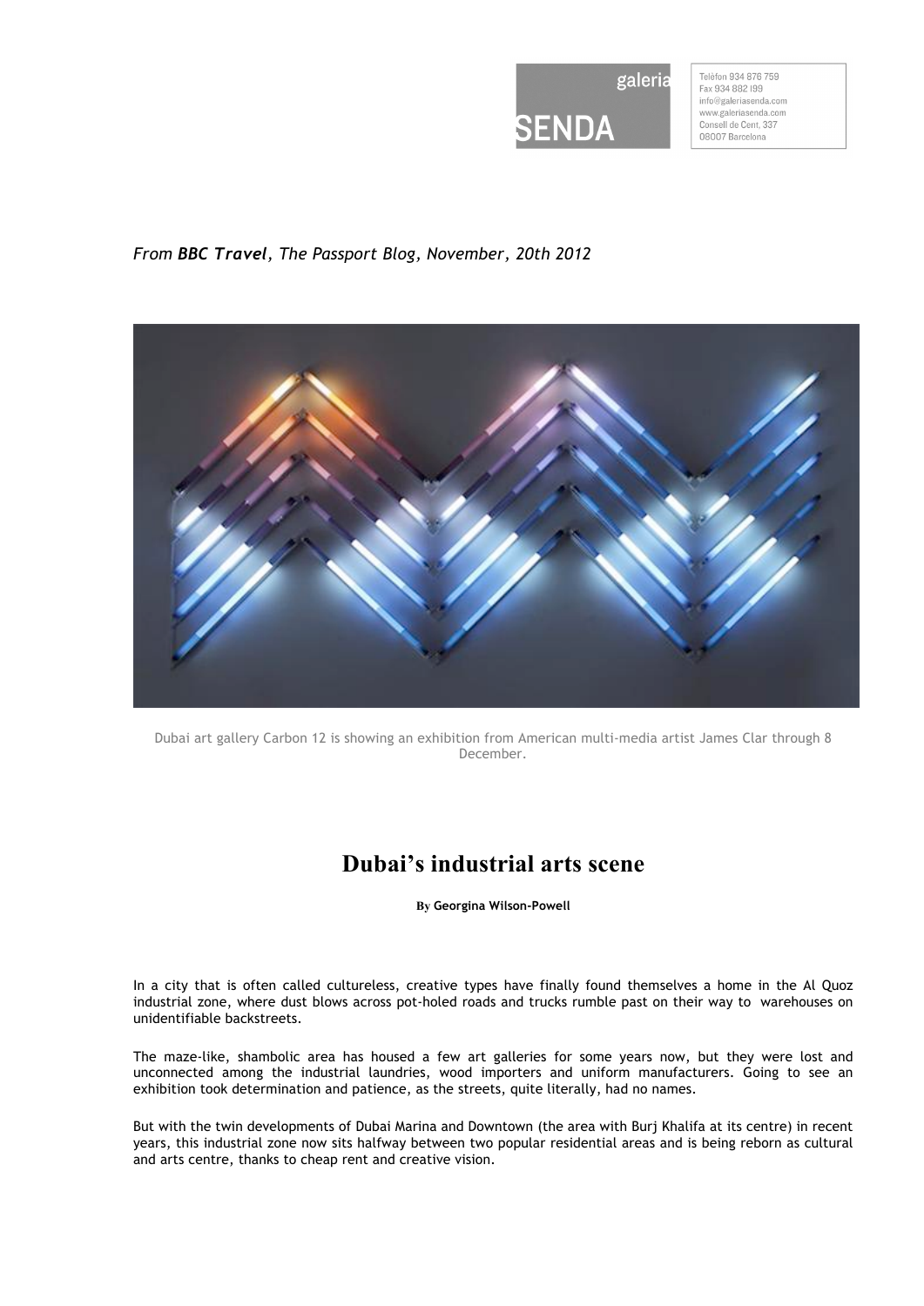galeria SENDA

Telèfon 934 876 759
Fax 934 882 199
info@galeriasenda.com
www.galeriasenda.com
Consell de Cent, 337
08007 Barcelona

*From **BBC Travel**, The Passport Blog, November, 20th 2012*

Dubai art gallery Carbon 12 is showing an exhibition from American multi-media artist James Clar through 8 December.

# Dubai's industrial arts scene

**By Georgina Wilson-Powell**

In a city that is often called cultureless, creative types have finally found themselves a home in the Al Quoz industrial zone, where dust blows across pot-holed roads and trucks rumble past on their way to warehouses on unidentifiable backstreets.

The maze-like, shambolic area has housed a few art galleries for some years now, but they were lost and unconnected among the industrial laundries, wood importers and uniform manufacturers. Going to see an exhibition took determination and patience, as the streets, quite literally, had no names.

But with the twin developments of Dubai Marina and Downtown (the area with Burj Khalifa at its centre) in recent years, this industrial zone now sits halfway between two popular residential areas and is being reborn as cultural and arts centre, thanks to cheap rent and creative vision.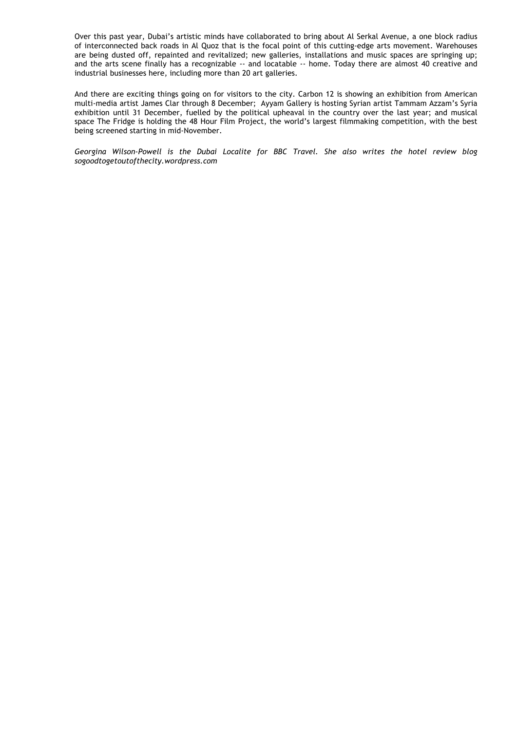Over this past year, Dubai's artistic minds have collaborated to bring about Al Serkal Avenue, a one block radius of interconnected back roads in Al Quoz that is the focal point of this cutting-edge arts movement. Warehouses are being dusted off, repainted and revitalized; new galleries, installations and music spaces are springing up; and the arts scene finally has a recognizable -- and locatable -- home. Today there are almost 40 creative and industrial businesses here, including more than 20 art galleries.

And there are exciting things going on for visitors to the city. Carbon 12 is showing an exhibition from American multi-media artist James Clar through 8 December; Ayyam Gallery is hosting Syrian artist Tammam Azzam's Syria exhibition until 31 December, fuelled by the political upheaval in the country over the last year; and musical space The Fridge is holding the 48 Hour Film Project, the world's largest filmmaking competition, with the best being screened starting in mid-November.

*Georgina Wilson-Powell is the Dubai Localite for BBC Travel. She also writes the hotel review blog sogoodtogetoutofthecity.wordpress.com*